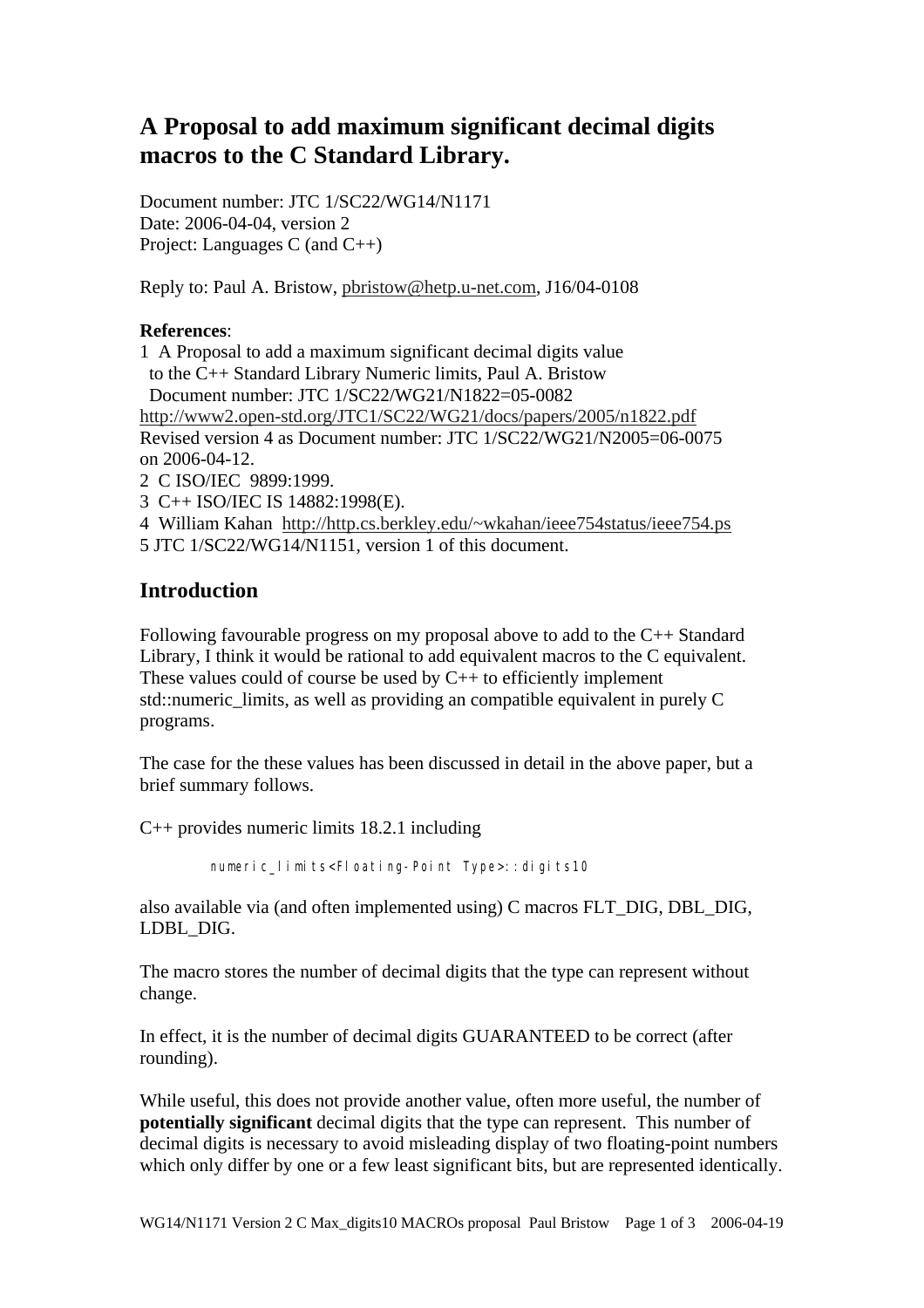# A Proposal to add maximum significant decimal digits macros to the C Standard Library.

Document number: JTC 1/SC22/WG14/N1171
Date: 2006-04-04, version 2
Project: Languages C (and C++)

Reply to: Paul A. Bristow, pbristow@hetp.u-net.com, J16/04-0108

**References**:
1 A Proposal to add a maximum significant decimal digits value to the C++ Standard Library Numeric limits, Paul A. Bristow Document number: JTC 1/SC22/WG21/N1822=05-0082
http://www2.open-std.org/JTC1/SC22/WG21/docs/papers/2005/n1822.pdf
Revised version 4 as Document number: JTC 1/SC22/WG21/N2005=06-0075 on 2006-04-12.
2 C ISO/IEC 9899:1999.
3 C++ ISO/IEC IS 14882:1998(E).
4 William Kahan http://http.cs.berkley.edu/~wkahan/ieee754status/ieee754.ps
5 JTC 1/SC22/WG14/N1151, version 1 of this document.

## Introduction

Following favourable progress on my proposal above to add to the C++ Standard Library, I think it would be rational to add equivalent macros to the C equivalent. These values could of course be used by C++ to efficiently implement std::numeric_limits, as well as providing an compatible equivalent in purely C programs.

The case for the these values has been discussed in detail in the above paper, but a brief summary follows.

C++ provides numeric limits 18.2.1 including

```
numeric_limits<Floating-Point Type>::digits10
```

also available via (and often implemented using) C macros FLT_DIG, DBL_DIG, LDBL_DIG.

The macro stores the number of decimal digits that the type can represent without change.

In effect, it is the number of decimal digits GUARANTEED to be correct (after rounding).

While useful, this does not provide another value, often more useful, the number of **potentially significant** decimal digits that the type can represent. This number of decimal digits is necessary to avoid misleading display of two floating-point numbers which only differ by one or a few least significant bits, but are represented identically.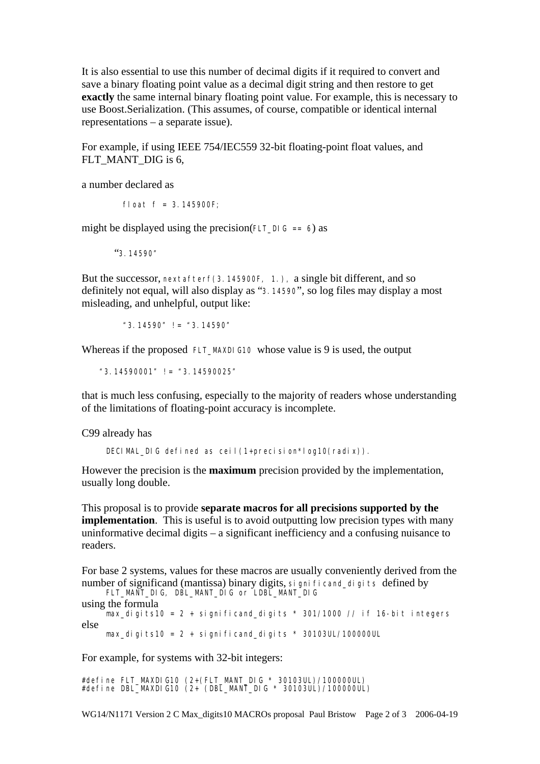It is also essential to use this number of decimal digits if it required to convert and save a binary floating point value as a decimal digit string and then restore to get **exactly** the same internal binary floating point value. For example, this is necessary to use Boost.Serialization. (This assumes, of course, compatible or identical internal representations – a separate issue).

For example, if using IEEE 754/IEC559 32-bit floating-point float values, and FLT_MANT_DIG is 6,

a number declared as

```
float f = 3.145900F;
```

might be displayed using the precision(`FLT_DIG == 6`) as

```
"3.14590"
```

But the successor, `nextafterf(3.145900F, 1.),` a single bit different, and so definitely not equal, will also display as "`3.14590`", so log files may display a most misleading, and unhelpful, output like:

```
"3.14590" != "3.14590"
```

Whereas if the proposed `FLT_MAXDIG10` whose value is 9 is used, the output

```
"3.14590001" != "3.14590025"
```

that is much less confusing, especially to the majority of readers whose understanding of the limitations of floating-point accuracy is incomplete.

C99 already has

```
DECIMAL_DIG defined as ceil(1+precision*log10(radix)).
```

However the precision is the **maximum** precision provided by the implementation, usually long double.

This proposal is to provide **separate macros for all precisions supported by the implementation**. This is useful is to avoid outputting low precision types with many uninformative decimal digits – a significant inefficiency and a confusing nuisance to readers.

For base 2 systems, values for these macros are usually conveniently derived from the number of significand (mantissa) binary digits, `significand_digits` defined by

```
FLT_MANT_DIG, DBL_MANT_DIG or LDBL_MANT_DIG
```

using the formula

```
max_digits10 = 2 + significand_digits * 301/1000 // if 16-bit integers
```

else

```
max_digits10 = 2 + significand_digits * 30103UL/100000UL
```

For example, for systems with 32-bit integers:

```
#define FLT_MAXDIG10 (2+(FLT_MANT_DIG * 30103UL)/100000UL)
#define DBL_MAXDIG10 (2+ (DBL_MANT_DIG * 30103UL)/100000UL)
```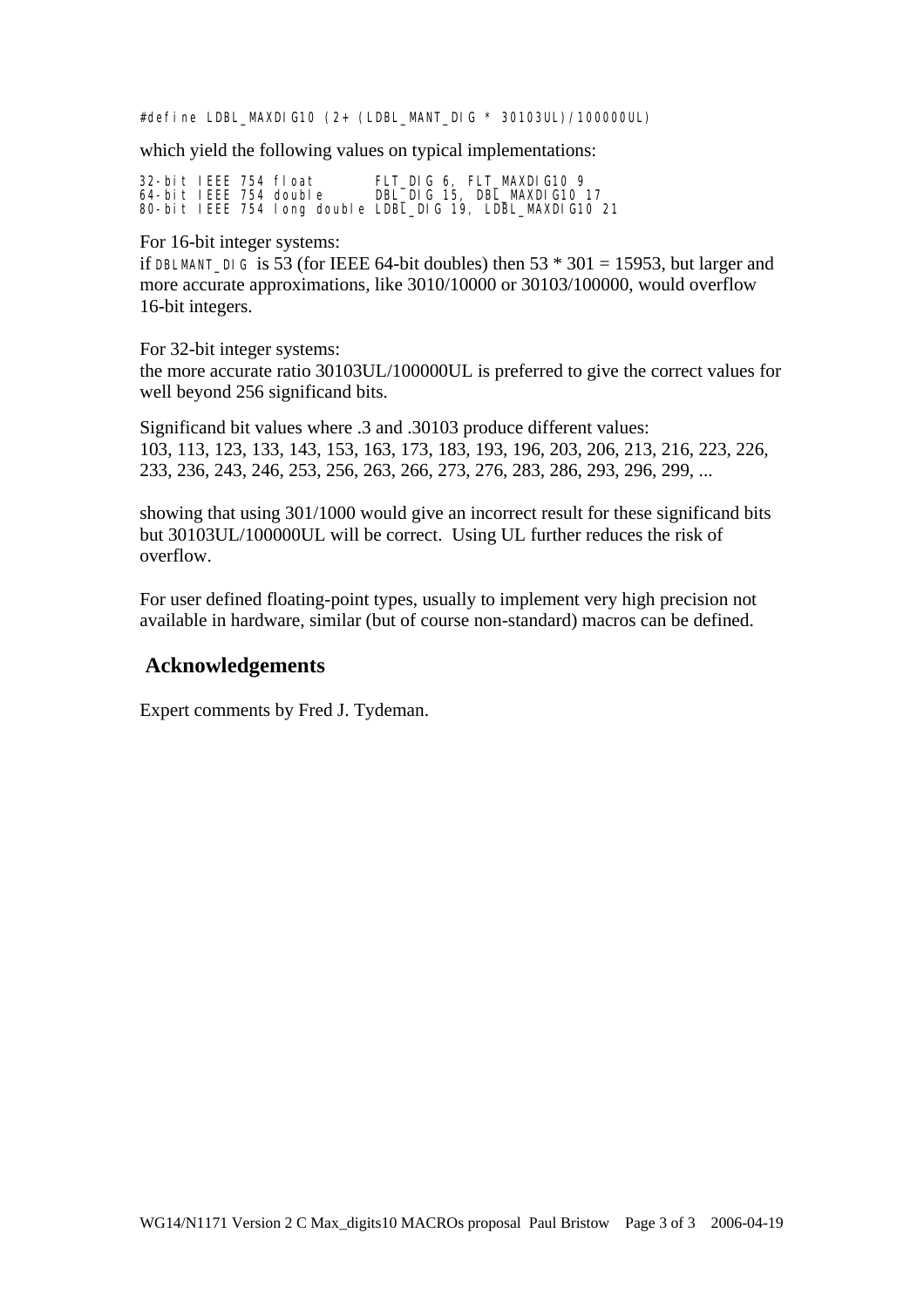```
#define LDBL_MAXDIG10 (2+ (LDBL_MANT_DIG * 30103UL)/100000UL)
```

which yield the following values on typical implementations:

```
32-bit IEEE 754 float        FLT_DIG 6, FLT_MAXDIG10 9
64-bit IEEE 754 double       DBL_DIG 15, DBL_MAXDIG10 17
80-bit IEEE 754 long double  LDBL_DIG 19, LDBL_MAXDIG10 21
```

For 16-bit integer systems:
if `DBLMANT_DIG` is 53 (for IEEE 64-bit doubles) then 53 * 301 = 15953, but larger and more accurate approximations, like 3010/10000 or 30103/100000, would overflow 16-bit integers.

For 32-bit integer systems:
the more accurate ratio 30103UL/100000UL is preferred to give the correct values for well beyond 256 significand bits.

Significand bit values where .3 and .30103 produce different values:
103, 113, 123, 133, 143, 153, 163, 173, 183, 193, 196, 203, 206, 213, 216, 223, 226, 233, 236, 243, 246, 253, 256, 263, 266, 273, 276, 283, 286, 293, 296, 299, ...

showing that using 301/1000 would give an incorrect result for these significand bits but 30103UL/100000UL will be correct. Using UL further reduces the risk of overflow.

For user defined floating-point types, usually to implement very high precision not available in hardware, similar (but of course non-standard) macros can be defined.

## Acknowledgements

Expert comments by Fred J. Tydeman.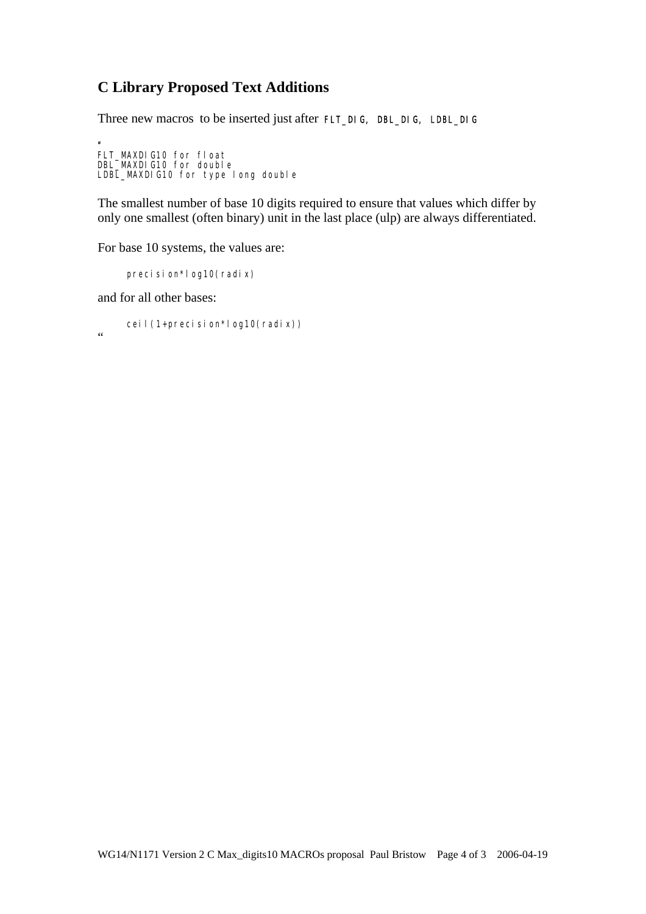## C Library Proposed Text Additions

Three new macros to be inserted just after `FLT_DIG, DBL_DIG, LDBL_DIG`

"

```
FLT_MAXDIG10 for float
DBL_MAXDIG10 for double
LDBL_MAXDIG10 for type long double
```

The smallest number of base 10 digits required to ensure that values which differ by only one smallest (often binary) unit in the last place (ulp) are always differentiated.

For base 10 systems, the values are:

```
precision*log10(radix)
```

and for all other bases:

```
ceil(1+precision*log10(radix))
```

"